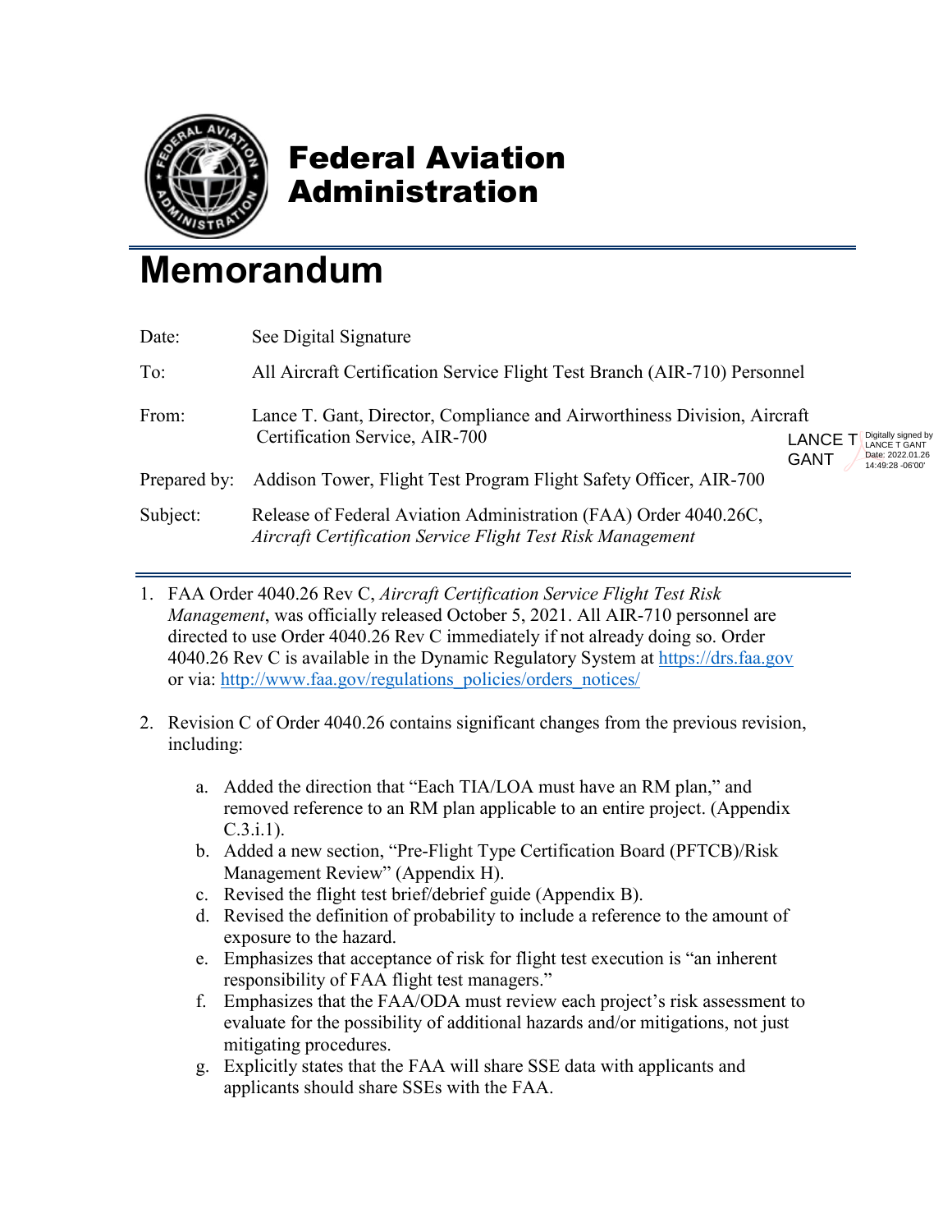# Federal Aviation Administration

# Memorandum

| | |
|---|---|
| Date: | See Digital Signature |
| To: | All Aircraft Certification Service Flight Test Branch (AIR-710) Personnel |
| From: | Lance T. Gant, Director, Compliance and Airworthiness Division, Aircraft Certification Service, AIR-700 |
| Prepared by: | Addison Tower, Flight Test Program Flight Safety Officer, AIR-700 |
| Subject: | Release of Federal Aviation Administration (FAA) Order 4040.26C, *Aircraft Certification Service Flight Test Risk Management* |

LANCE T GANT — Digitally signed by LANCE T GANT Date: 2022.01.26 14:49:28 -06'00'

1. FAA Order 4040.26 Rev C, *Aircraft Certification Service Flight Test Risk Management*, was officially released October 5, 2021. All AIR-710 personnel are directed to use Order 4040.26 Rev C immediately if not already doing so. Order 4040.26 Rev C is available in the Dynamic Regulatory System at https://drs.faa.gov or via: http://www.faa.gov/regulations_policies/orders_notices/

2. Revision C of Order 4040.26 contains significant changes from the previous revision, including:

   a. Added the direction that "Each TIA/LOA must have an RM plan," and removed reference to an RM plan applicable to an entire project. (Appendix C.3.i.1).
   b. Added a new section, "Pre-Flight Type Certification Board (PFTCB)/Risk Management Review" (Appendix H).
   c. Revised the flight test brief/debrief guide (Appendix B).
   d. Revised the definition of probability to include a reference to the amount of exposure to the hazard.
   e. Emphasizes that acceptance of risk for flight test execution is "an inherent responsibility of FAA flight test managers."
   f. Emphasizes that the FAA/ODA must review each project's risk assessment to evaluate for the possibility of additional hazards and/or mitigations, not just mitigating procedures.
   g. Explicitly states that the FAA will share SSE data with applicants and applicants should share SSEs with the FAA.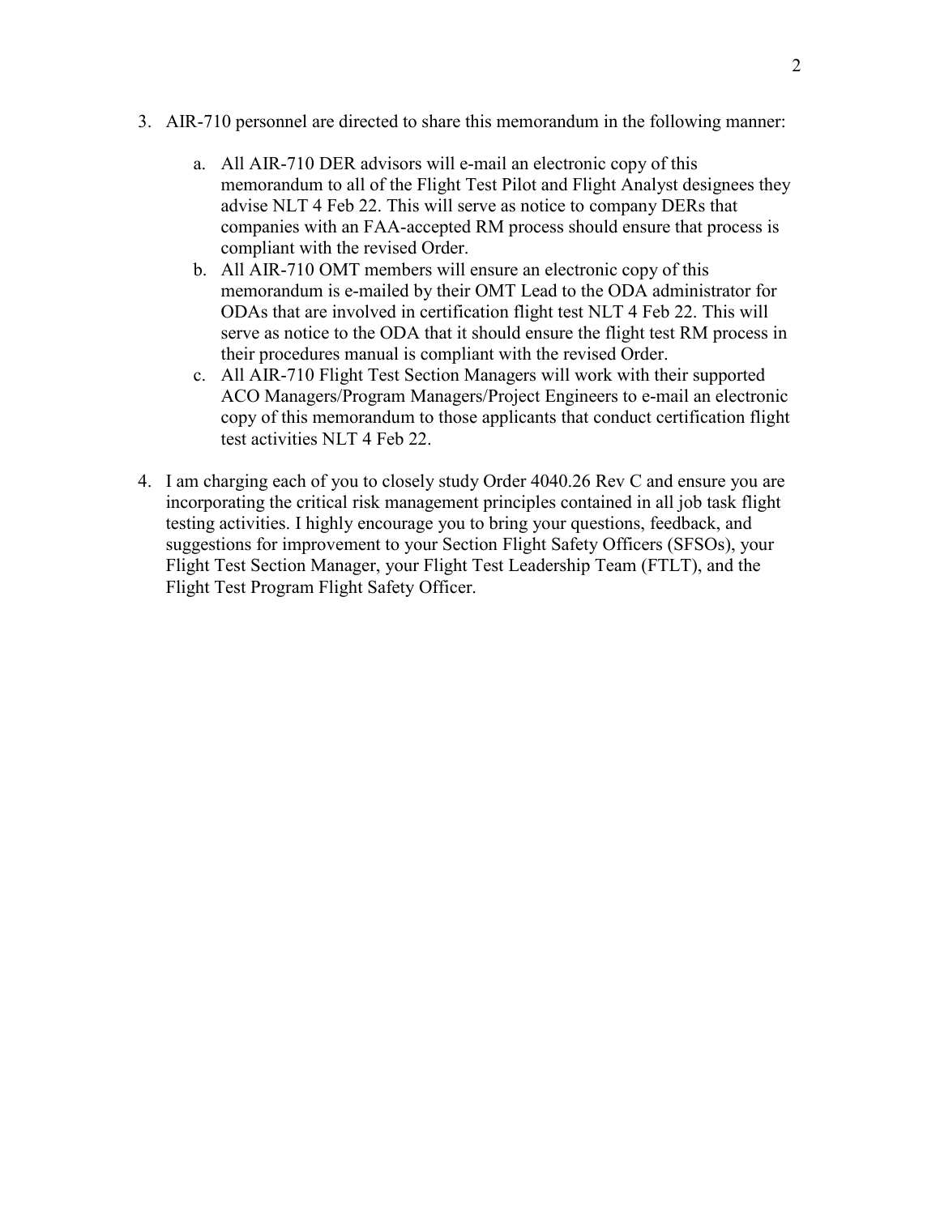3. AIR-710 personnel are directed to share this memorandum in the following manner:

   a. All AIR-710 DER advisors will e-mail an electronic copy of this memorandum to all of the Flight Test Pilot and Flight Analyst designees they advise NLT 4 Feb 22. This will serve as notice to company DERs that companies with an FAA-accepted RM process should ensure that process is compliant with the revised Order.
   b. All AIR-710 OMT members will ensure an electronic copy of this memorandum is e-mailed by their OMT Lead to the ODA administrator for ODAs that are involved in certification flight test NLT 4 Feb 22. This will serve as notice to the ODA that it should ensure the flight test RM process in their procedures manual is compliant with the revised Order.
   c. All AIR-710 Flight Test Section Managers will work with their supported ACO Managers/Program Managers/Project Engineers to e-mail an electronic copy of this memorandum to those applicants that conduct certification flight test activities NLT 4 Feb 22.

4. I am charging each of you to closely study Order 4040.26 Rev C and ensure you are incorporating the critical risk management principles contained in all job task flight testing activities. I highly encourage you to bring your questions, feedback, and suggestions for improvement to your Section Flight Safety Officers (SFSOs), your Flight Test Section Manager, your Flight Test Leadership Team (FTLT), and the Flight Test Program Flight Safety Officer.